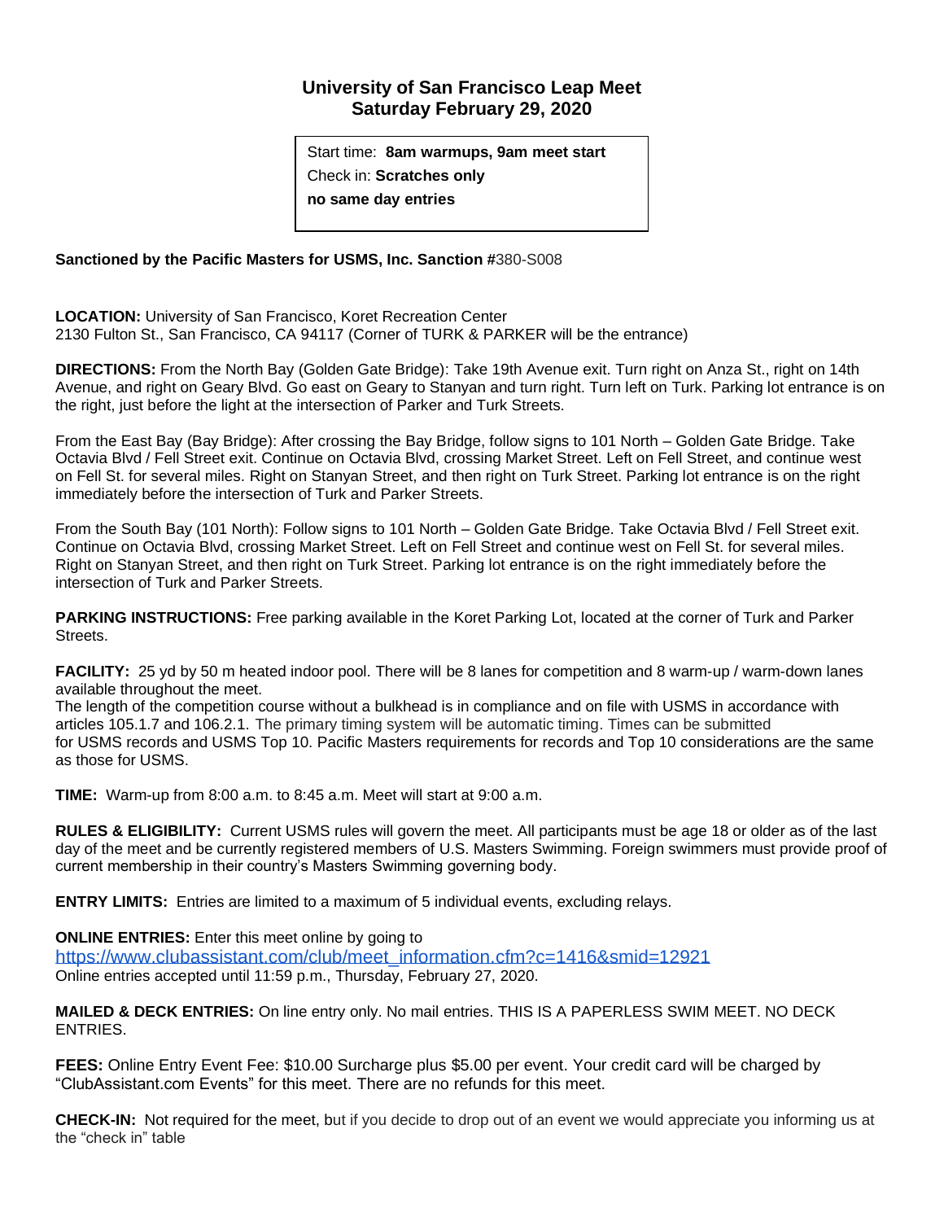# University of San Francisco Leap Meet
## Saturday February 29, 2020

Start time: **8am warmups, 9am meet start**
Check in: **Scratches only**
**no same day entries**

**Sanctioned by the Pacific Masters for USMS, Inc. Sanction #**380-S008

**LOCATION:** University of San Francisco, Koret Recreation Center
2130 Fulton St., San Francisco, CA 94117 (Corner of TURK & PARKER will be the entrance)

**DIRECTIONS:** From the North Bay (Golden Gate Bridge): Take 19th Avenue exit. Turn right on Anza St., right on 14th Avenue, and right on Geary Blvd. Go east on Geary to Stanyan and turn right. Turn left on Turk. Parking lot entrance is on the right, just before the light at the intersection of Parker and Turk Streets.

From the East Bay (Bay Bridge): After crossing the Bay Bridge, follow signs to 101 North – Golden Gate Bridge. Take Octavia Blvd / Fell Street exit. Continue on Octavia Blvd, crossing Market Street. Left on Fell Street, and continue west on Fell St. for several miles. Right on Stanyan Street, and then right on Turk Street. Parking lot entrance is on the right immediately before the intersection of Turk and Parker Streets.

From the South Bay (101 North): Follow signs to 101 North – Golden Gate Bridge. Take Octavia Blvd / Fell Street exit. Continue on Octavia Blvd, crossing Market Street. Left on Fell Street and continue west on Fell St. for several miles. Right on Stanyan Street, and then right on Turk Street. Parking lot entrance is on the right immediately before the intersection of Turk and Parker Streets.

**PARKING INSTRUCTIONS:** Free parking available in the Koret Parking Lot, located at the corner of Turk and Parker Streets.

**FACILITY:** 25 yd by 50 m heated indoor pool. There will be 8 lanes for competition and 8 warm-up / warm-down lanes available throughout the meet.
The length of the competition course without a bulkhead is in compliance and on file with USMS in accordance with articles 105.1.7 and 106.2.1. The primary timing system will be automatic timing. Times can be submitted for USMS records and USMS Top 10. Pacific Masters requirements for records and Top 10 considerations are the same as those for USMS.

**TIME:** Warm-up from 8:00 a.m. to 8:45 a.m. Meet will start at 9:00 a.m.

**RULES & ELIGIBILITY:** Current USMS rules will govern the meet. All participants must be age 18 or older as of the last day of the meet and be currently registered members of U.S. Masters Swimming. Foreign swimmers must provide proof of current membership in their country's Masters Swimming governing body.

**ENTRY LIMITS:** Entries are limited to a maximum of 5 individual events, excluding relays.

**ONLINE ENTRIES:** Enter this meet online by going to
https://www.clubassistant.com/club/meet_information.cfm?c=1416&smid=12921
Online entries accepted until 11:59 p.m., Thursday, February 27, 2020.

**MAILED & DECK ENTRIES:** On line entry only. No mail entries. THIS IS A PAPERLESS SWIM MEET. NO DECK ENTRIES.

**FEES:** Online Entry Event Fee: $10.00 Surcharge plus $5.00 per event. Your credit card will be charged by "ClubAssistant.com Events" for this meet. There are no refunds for this meet.

**CHECK-IN:** Not required for the meet, but if you decide to drop out of an event we would appreciate you informing us at the "check in" table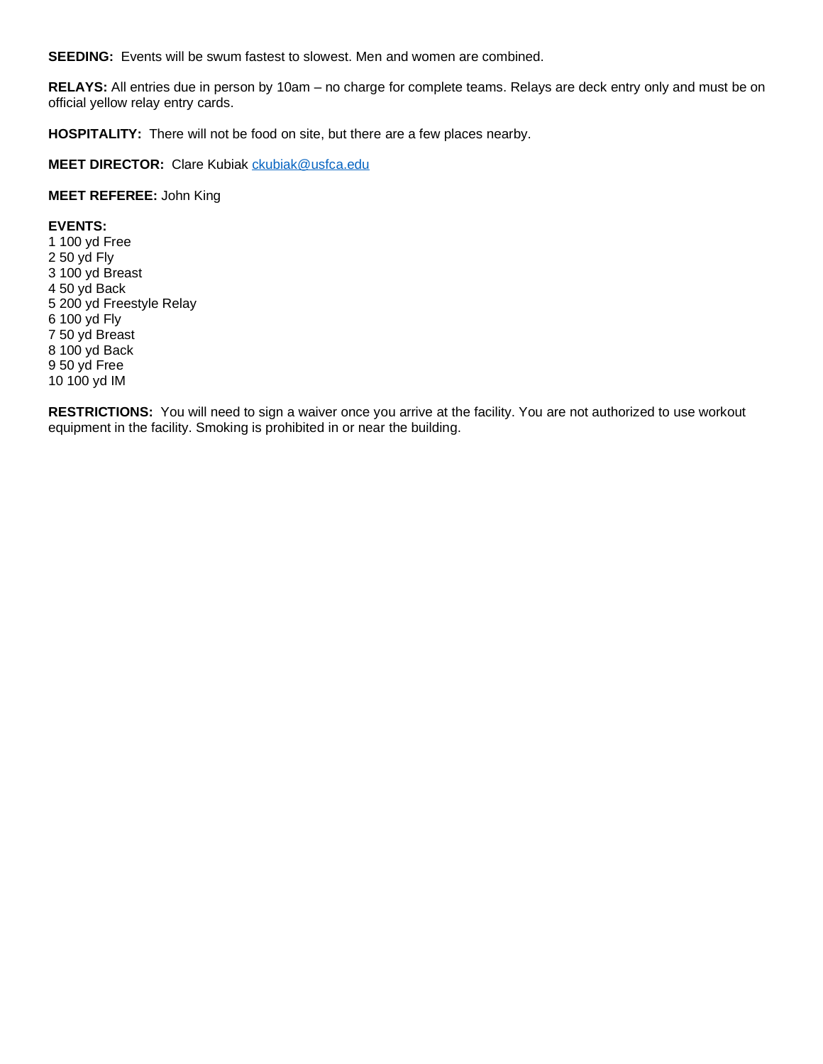**SEEDING:** Events will be swum fastest to slowest. Men and women are combined.

**RELAYS:** All entries due in person by 10am – no charge for complete teams. Relays are deck entry only and must be on official yellow relay entry cards.

**HOSPITALITY:** There will not be food on site, but there are a few places nearby.

**MEET DIRECTOR:** Clare Kubiak ckubiak@usfca.edu

**MEET REFEREE:** John King

**EVENTS:**
1 100 yd Free
2 50 yd Fly
3 100 yd Breast
4 50 yd Back
5 200 yd Freestyle Relay
6 100 yd Fly
7 50 yd Breast
8 100 yd Back
9 50 yd Free
10 100 yd IM

**RESTRICTIONS:** You will need to sign a waiver once you arrive at the facility. You are not authorized to use workout equipment in the facility. Smoking is prohibited in or near the building.